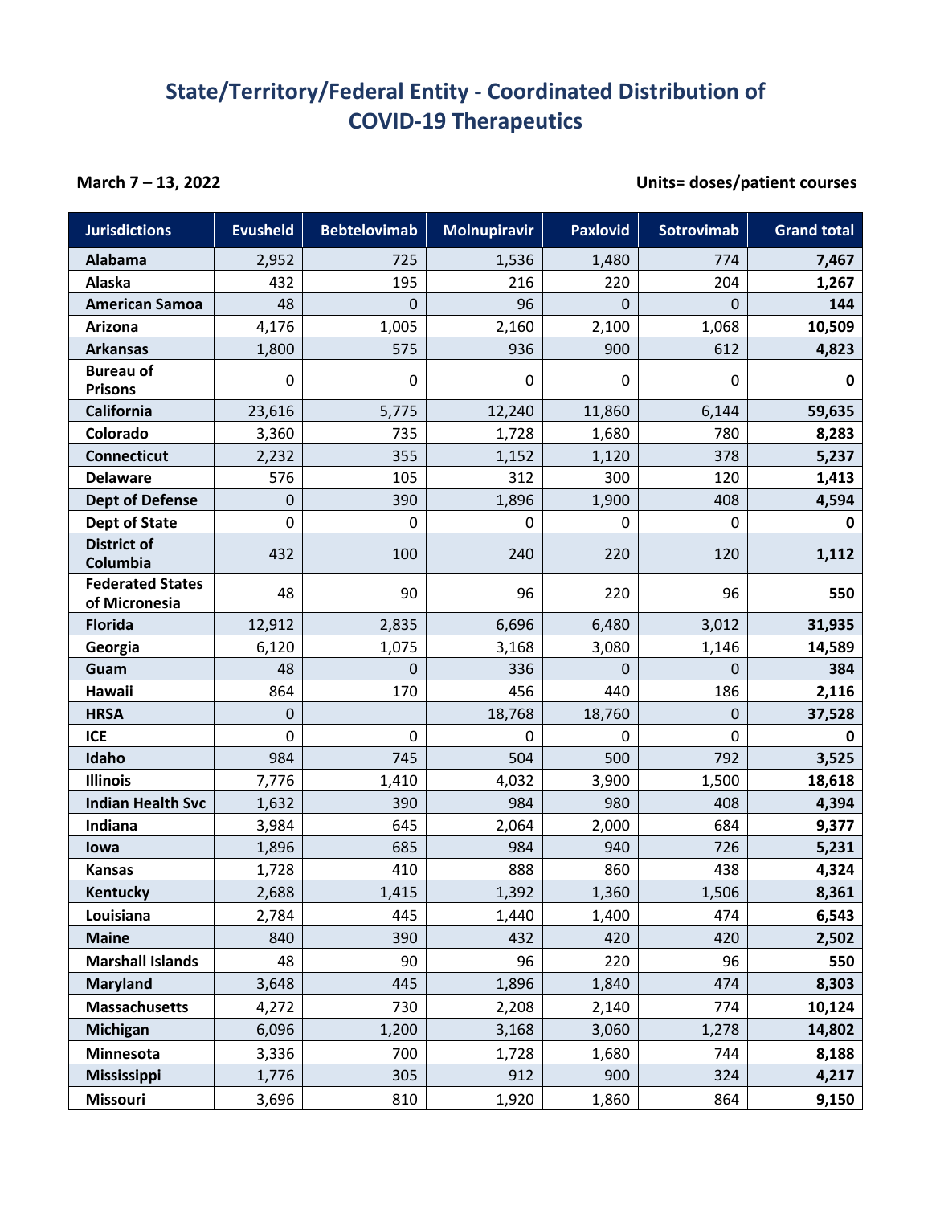# State/Territory/Federal Entity - Coordinated Distribution of COVID-19 Therapeutics

**March 7 – 13, 2022**

**Units= doses/patient courses**

| Jurisdictions | Evusheld | Bebtelovimab | Molnupiravir | Paxlovid | Sotrovimab | Grand total |
|---|---|---|---|---|---|---|
| **Alabama** | 2,952 | 725 | 1,536 | 1,480 | 774 | **7,467** |
| **Alaska** | 432 | 195 | 216 | 220 | 204 | **1,267** |
| **American Samoa** | 48 | 0 | 96 | 0 | 0 | **144** |
| **Arizona** | 4,176 | 1,005 | 2,160 | 2,100 | 1,068 | **10,509** |
| **Arkansas** | 1,800 | 575 | 936 | 900 | 612 | **4,823** |
| **Bureau of Prisons** | 0 | 0 | 0 | 0 | 0 | **0** |
| **California** | 23,616 | 5,775 | 12,240 | 11,860 | 6,144 | **59,635** |
| **Colorado** | 3,360 | 735 | 1,728 | 1,680 | 780 | **8,283** |
| **Connecticut** | 2,232 | 355 | 1,152 | 1,120 | 378 | **5,237** |
| **Delaware** | 576 | 105 | 312 | 300 | 120 | **1,413** |
| **Dept of Defense** | 0 | 390 | 1,896 | 1,900 | 408 | **4,594** |
| **Dept of State** | 0 | 0 | 0 | 0 | 0 | **0** |
| **District of Columbia** | 432 | 100 | 240 | 220 | 120 | **1,112** |
| **Federated States of Micronesia** | 48 | 90 | 96 | 220 | 96 | **550** |
| **Florida** | 12,912 | 2,835 | 6,696 | 6,480 | 3,012 | **31,935** |
| **Georgia** | 6,120 | 1,075 | 3,168 | 3,080 | 1,146 | **14,589** |
| **Guam** | 48 | 0 | 336 | 0 | 0 | **384** |
| **Hawaii** | 864 | 170 | 456 | 440 | 186 | **2,116** |
| **HRSA** | 0 | | 18,768 | 18,760 | 0 | **37,528** |
| **ICE** | 0 | 0 | 0 | 0 | 0 | **0** |
| **Idaho** | 984 | 745 | 504 | 500 | 792 | **3,525** |
| **Illinois** | 7,776 | 1,410 | 4,032 | 3,900 | 1,500 | **18,618** |
| **Indian Health Svc** | 1,632 | 390 | 984 | 980 | 408 | **4,394** |
| **Indiana** | 3,984 | 645 | 2,064 | 2,000 | 684 | **9,377** |
| **Iowa** | 1,896 | 685 | 984 | 940 | 726 | **5,231** |
| **Kansas** | 1,728 | 410 | 888 | 860 | 438 | **4,324** |
| **Kentucky** | 2,688 | 1,415 | 1,392 | 1,360 | 1,506 | **8,361** |
| **Louisiana** | 2,784 | 445 | 1,440 | 1,400 | 474 | **6,543** |
| **Maine** | 840 | 390 | 432 | 420 | 420 | **2,502** |
| **Marshall Islands** | 48 | 90 | 96 | 220 | 96 | **550** |
| **Maryland** | 3,648 | 445 | 1,896 | 1,840 | 474 | **8,303** |
| **Massachusetts** | 4,272 | 730 | 2,208 | 2,140 | 774 | **10,124** |
| **Michigan** | 6,096 | 1,200 | 3,168 | 3,060 | 1,278 | **14,802** |
| **Minnesota** | 3,336 | 700 | 1,728 | 1,680 | 744 | **8,188** |
| **Mississippi** | 1,776 | 305 | 912 | 900 | 324 | **4,217** |
| **Missouri** | 3,696 | 810 | 1,920 | 1,860 | 864 | **9,150** |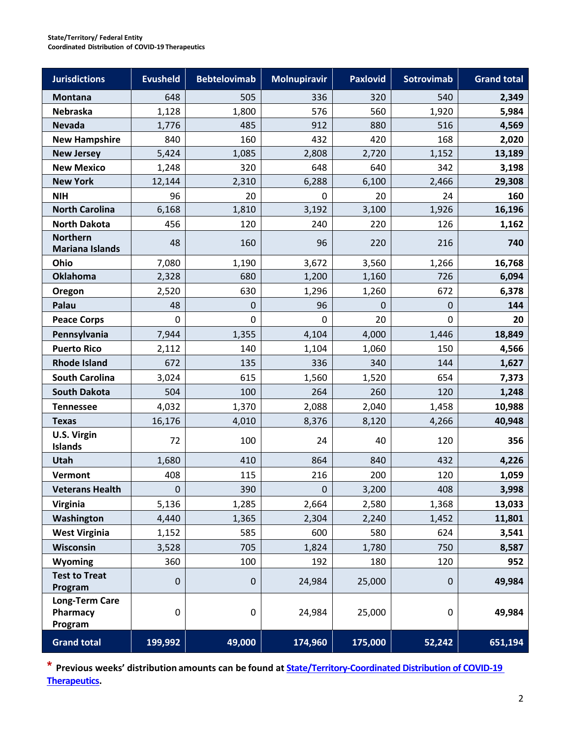**State/Territory/ Federal Entity**
**Coordinated Distribution of COVID-19 Therapeutics**

| Jurisdictions | Evusheld | Bebtelovimab | Molnupiravir | Paxlovid | Sotrovimab | Grand total |
|---|---|---|---|---|---|---|
| **Montana** | 648 | 505 | 336 | 320 | 540 | **2,349** |
| **Nebraska** | 1,128 | 1,800 | 576 | 560 | 1,920 | **5,984** |
| **Nevada** | 1,776 | 485 | 912 | 880 | 516 | **4,569** |
| **New Hampshire** | 840 | 160 | 432 | 420 | 168 | **2,020** |
| **New Jersey** | 5,424 | 1,085 | 2,808 | 2,720 | 1,152 | **13,189** |
| **New Mexico** | 1,248 | 320 | 648 | 640 | 342 | **3,198** |
| **New York** | 12,144 | 2,310 | 6,288 | 6,100 | 2,466 | **29,308** |
| **NIH** | 96 | 20 | 0 | 20 | 24 | **160** |
| **North Carolina** | 6,168 | 1,810 | 3,192 | 3,100 | 1,926 | **16,196** |
| **North Dakota** | 456 | 120 | 240 | 220 | 126 | **1,162** |
| **Northern Mariana Islands** | 48 | 160 | 96 | 220 | 216 | **740** |
| **Ohio** | 7,080 | 1,190 | 3,672 | 3,560 | 1,266 | **16,768** |
| **Oklahoma** | 2,328 | 680 | 1,200 | 1,160 | 726 | **6,094** |
| **Oregon** | 2,520 | 630 | 1,296 | 1,260 | 672 | **6,378** |
| **Palau** | 48 | 0 | 96 | 0 | 0 | **144** |
| **Peace Corps** | 0 | 0 | 0 | 20 | 0 | **20** |
| **Pennsylvania** | 7,944 | 1,355 | 4,104 | 4,000 | 1,446 | **18,849** |
| **Puerto Rico** | 2,112 | 140 | 1,104 | 1,060 | 150 | **4,566** |
| **Rhode Island** | 672 | 135 | 336 | 340 | 144 | **1,627** |
| **South Carolina** | 3,024 | 615 | 1,560 | 1,520 | 654 | **7,373** |
| **South Dakota** | 504 | 100 | 264 | 260 | 120 | **1,248** |
| **Tennessee** | 4,032 | 1,370 | 2,088 | 2,040 | 1,458 | **10,988** |
| **Texas** | 16,176 | 4,010 | 8,376 | 8,120 | 4,266 | **40,948** |
| **U.S. Virgin Islands** | 72 | 100 | 24 | 40 | 120 | **356** |
| **Utah** | 1,680 | 410 | 864 | 840 | 432 | **4,226** |
| **Vermont** | 408 | 115 | 216 | 200 | 120 | **1,059** |
| **Veterans Health** | 0 | 390 | 0 | 3,200 | 408 | **3,998** |
| **Virginia** | 5,136 | 1,285 | 2,664 | 2,580 | 1,368 | **13,033** |
| **Washington** | 4,440 | 1,365 | 2,304 | 2,240 | 1,452 | **11,801** |
| **West Virginia** | 1,152 | 585 | 600 | 580 | 624 | **3,541** |
| **Wisconsin** | 3,528 | 705 | 1,824 | 1,780 | 750 | **8,587** |
| **Wyoming** | 360 | 100 | 192 | 180 | 120 | **952** |
| **Test to Treat Program** | 0 | 0 | 24,984 | 25,000 | 0 | **49,984** |
| **Long-Term Care Pharmacy Program** | 0 | 0 | 24,984 | 25,000 | 0 | **49,984** |
| **Grand total** | **199,992** | **49,000** | **174,960** | **175,000** | **52,242** | **651,194** |

* **Previous weeks' distribution amounts can be found at State/Territory-Coordinated Distribution of COVID-19 Therapeutics.**